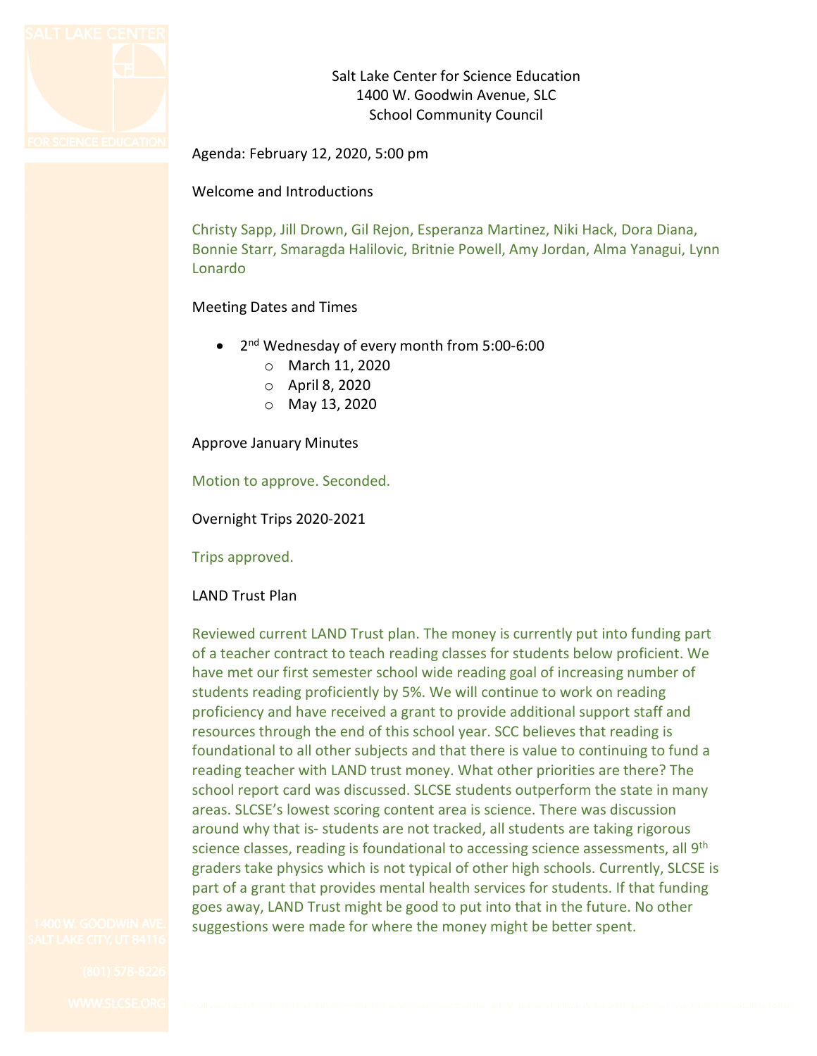Salt Lake Center for Science Education
1400 W. Goodwin Avenue, SLC
School Community Council

Agenda: February 12, 2020, 5:00 pm

Welcome and Introductions

Christy Sapp, Jill Drown, Gil Rejon, Esperanza Martinez, Niki Hack, Dora Diana, Bonnie Starr, Smaragda Halilovic, Britnie Powell, Amy Jordan, Alma Yanagui, Lynn Lonardo

Meeting Dates and Times

- 2nd Wednesday of every month from 5:00-6:00
  - March 11, 2020
  - April 8, 2020
  - May 13, 2020

Approve January Minutes

Motion to approve. Seconded.

Overnight Trips 2020-2021

Trips approved.

LAND Trust Plan

Reviewed current LAND Trust plan. The money is currently put into funding part of a teacher contract to teach reading classes for students below proficient. We have met our first semester school wide reading goal of increasing number of students reading proficiently by 5%. We will continue to work on reading proficiency and have received a grant to provide additional support staff and resources through the end of this school year. SCC believes that reading is foundational to all other subjects and that there is value to continuing to fund a reading teacher with LAND trust money. What other priorities are there? The school report card was discussed. SLCSE students outperform the state in many areas. SLCSE's lowest scoring content area is science. There was discussion around why that is- students are not tracked, all students are taking rigorous science classes, reading is foundational to accessing science assessments, all 9th graders take physics which is not typical of other high schools. Currently, SLCSE is part of a grant that provides mental health services for students. If that funding goes away, LAND Trust might be good to put into that in the future. No other suggestions were made for where the money might be better spent.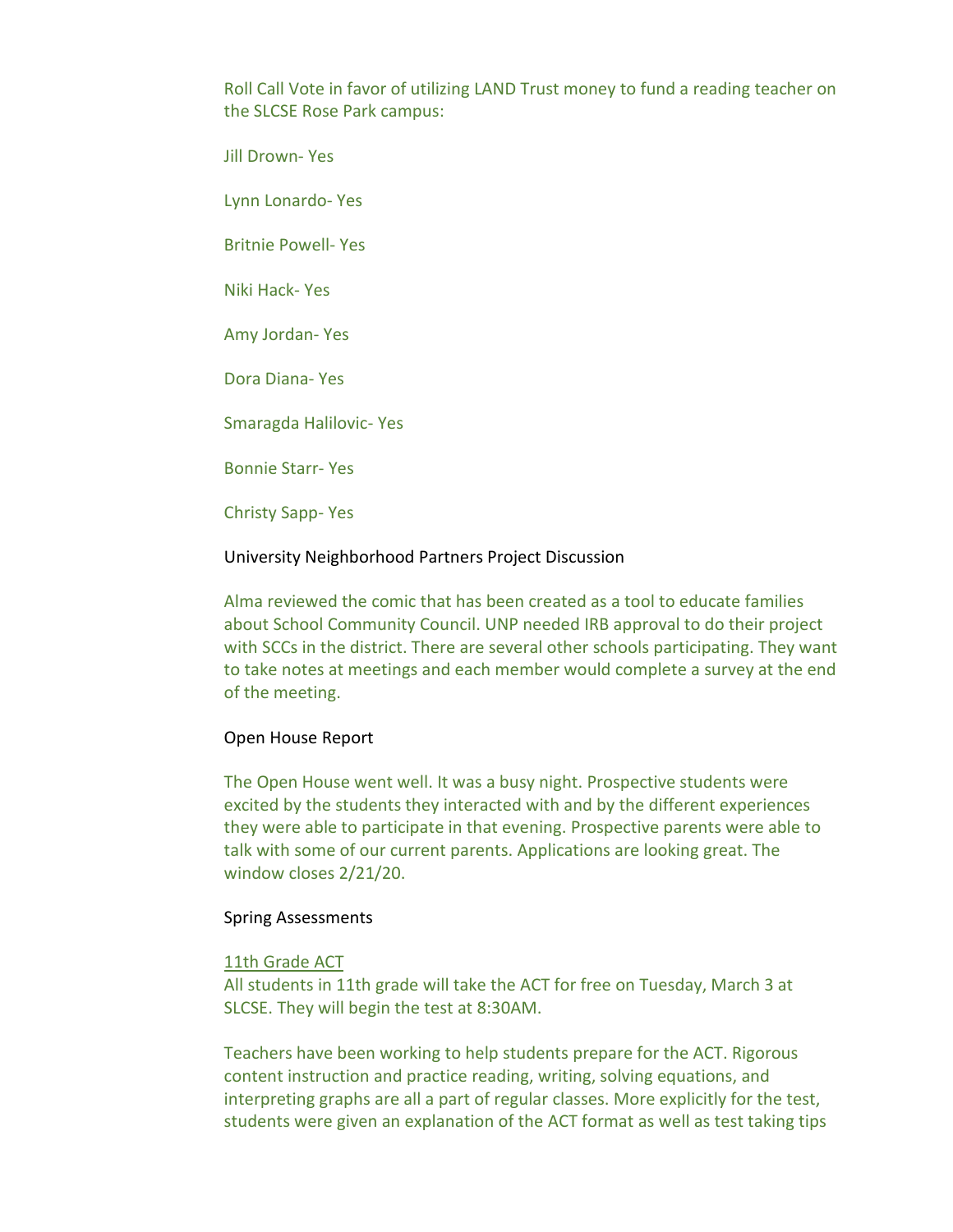Roll Call Vote in favor of utilizing LAND Trust money to fund a reading teacher on the SLCSE Rose Park campus:

Jill Drown- Yes

Lynn Lonardo- Yes

Britnie Powell- Yes

Niki Hack- Yes

Amy Jordan- Yes

Dora Diana- Yes

Smaragda Halilovic- Yes

Bonnie Starr- Yes

Christy Sapp- Yes

University Neighborhood Partners Project Discussion

Alma reviewed the comic that has been created as a tool to educate families about School Community Council. UNP needed IRB approval to do their project with SCCs in the district. There are several other schools participating. They want to take notes at meetings and each member would complete a survey at the end of the meeting.

Open House Report

The Open House went well. It was a busy night. Prospective students were excited by the students they interacted with and by the different experiences they were able to participate in that evening. Prospective parents were able to talk with some of our current parents. Applications are looking great. The window closes 2/21/20.

Spring Assessments

11th Grade ACT
All students in 11th grade will take the ACT for free on Tuesday, March 3 at SLCSE. They will begin the test at 8:30AM.

Teachers have been working to help students prepare for the ACT. Rigorous content instruction and practice reading, writing, solving equations, and interpreting graphs are all a part of regular classes. More explicitly for the test, students were given an explanation of the ACT format as well as test taking tips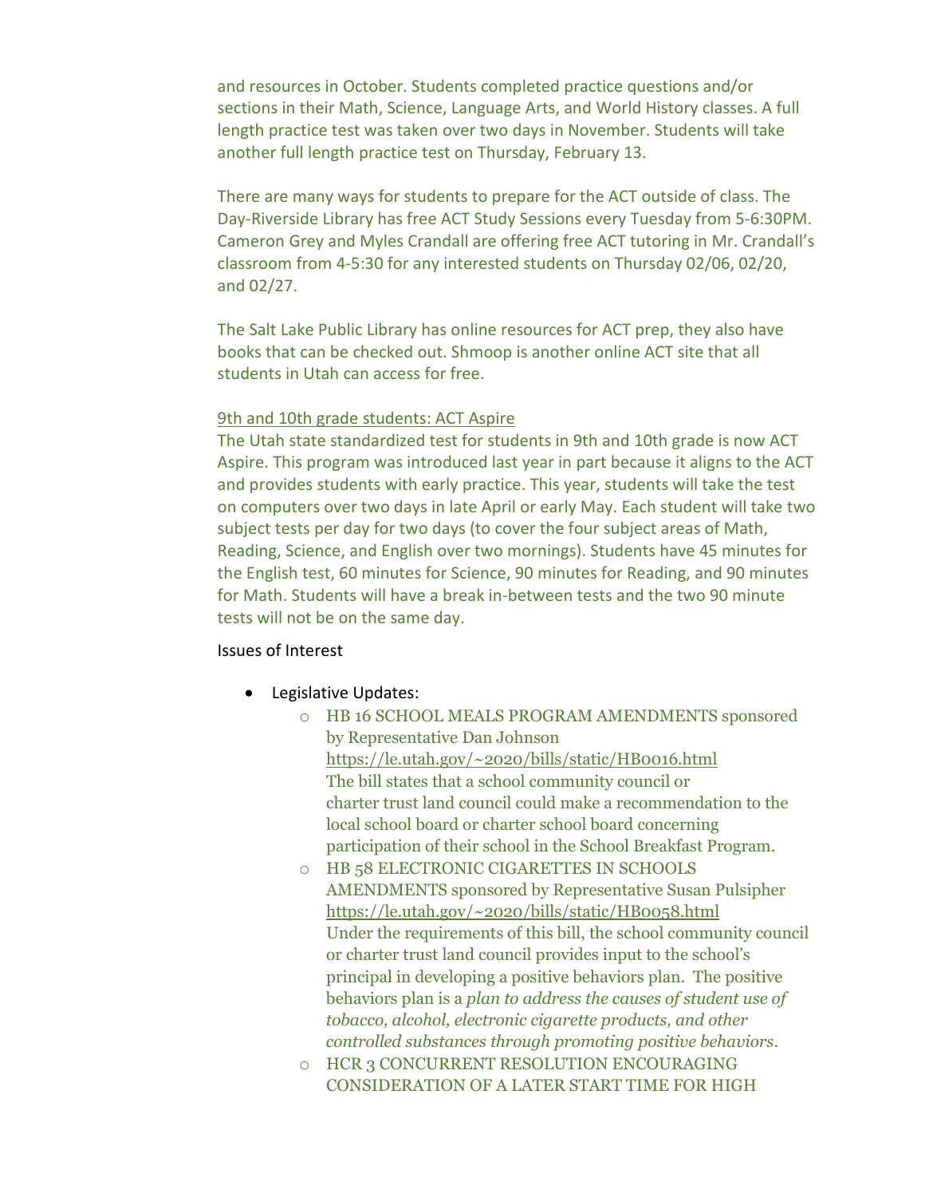and resources in October. Students completed practice questions and/or sections in their Math, Science, Language Arts, and World History classes. A full length practice test was taken over two days in November. Students will take another full length practice test on Thursday, February 13.

There are many ways for students to prepare for the ACT outside of class. The Day-Riverside Library has free ACT Study Sessions every Tuesday from 5-6:30PM. Cameron Grey and Myles Crandall are offering free ACT tutoring in Mr. Crandall's classroom from 4-5:30 for any interested students on Thursday 02/06, 02/20, and 02/27.

The Salt Lake Public Library has online resources for ACT prep, they also have books that can be checked out. Shmoop is another online ACT site that all students in Utah can access for free.

9th and 10th grade students: ACT Aspire

The Utah state standardized test for students in 9th and 10th grade is now ACT Aspire. This program was introduced last year in part because it aligns to the ACT and provides students with early practice. This year, students will take the test on computers over two days in late April or early May. Each student will take two subject tests per day for two days (to cover the four subject areas of Math, Reading, Science, and English over two mornings). Students have 45 minutes for the English test, 60 minutes for Science, 90 minutes for Reading, and 90 minutes for Math. Students will have a break in-between tests and the two 90 minute tests will not be on the same day.

Issues of Interest

- Legislative Updates:
  - HB 16 SCHOOL MEALS PROGRAM AMENDMENTS sponsored by Representative Dan Johnson
    https://le.utah.gov/~2020/bills/static/HB0016.html
    The bill states that a school community council or charter trust land council could make a recommendation to the local school board or charter school board concerning participation of their school in the School Breakfast Program.
  - HB 58 ELECTRONIC CIGARETTES IN SCHOOLS AMENDMENTS sponsored by Representative Susan Pulsipher
    https://le.utah.gov/~2020/bills/static/HB0058.html
    Under the requirements of this bill, the school community council or charter trust land council provides input to the school's principal in developing a positive behaviors plan. The positive behaviors plan is a *plan to address the causes of student use of tobacco, alcohol, electronic cigarette products, and other controlled substances through promoting positive behaviors*.
  - HCR 3 CONCURRENT RESOLUTION ENCOURAGING CONSIDERATION OF A LATER START TIME FOR HIGH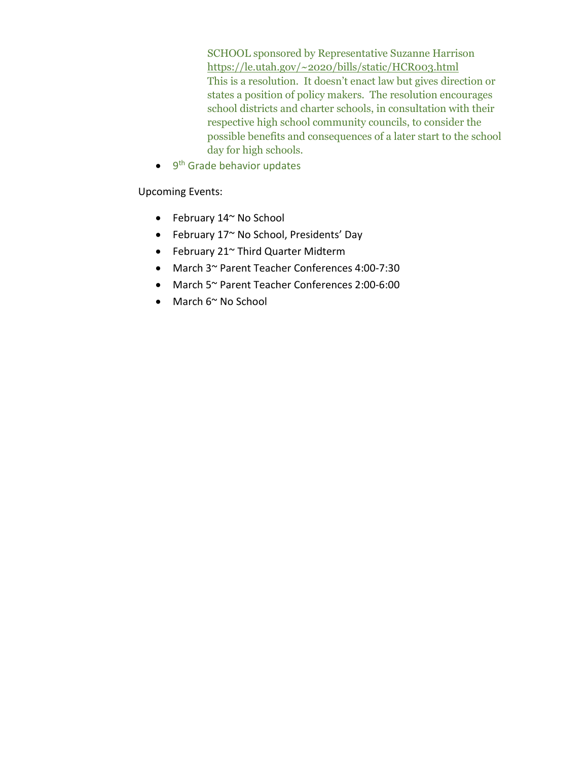SCHOOL sponsored by Representative Suzanne Harrison
https://le.utah.gov/~2020/bills/static/HCR003.html
This is a resolution. It doesn't enact law but gives direction or states a position of policy makers. The resolution encourages school districts and charter schools, in consultation with their respective high school community councils, to consider the possible benefits and consequences of a later start to the school day for high schools.

- 9th Grade behavior updates

Upcoming Events:

- February 14~ No School
- February 17~ No School, Presidents' Day
- February 21~ Third Quarter Midterm
- March 3~ Parent Teacher Conferences 4:00-7:30
- March 5~ Parent Teacher Conferences 2:00-6:00
- March 6~ No School